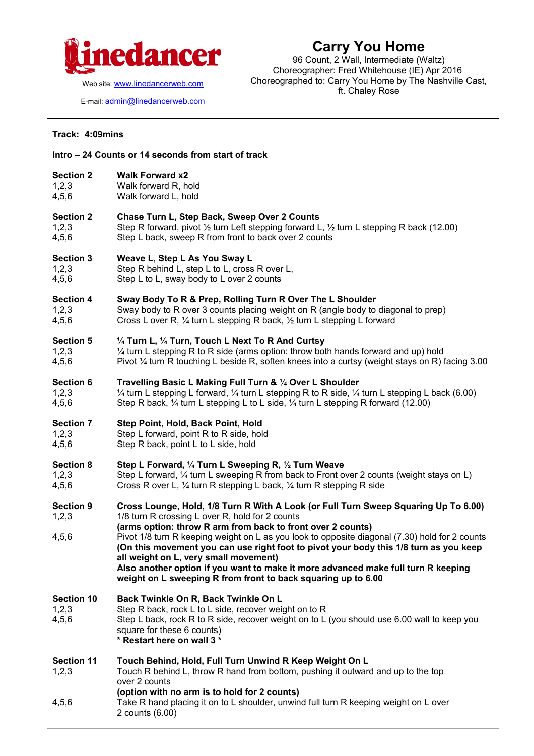**linedancer**

Web site: www.linedancerweb.com

E-mail: admin@linedancerweb.com

# Carry You Home

96 Count, 2 Wall, Intermediate (Waltz)
Choreographer: Fred Whitehouse (IE) Apr 2016
Choreographed to: Carry You Home by The Nashville Cast, ft. Chaley Rose

---

**Track: 4:09mins**

**Intro – 24 Counts or 14 seconds from start of track**

| | |
|---|---|
| **Section 2** | **Walk Forward x2** |
| 1,2,3 | Walk forward R, hold |
| 4,5,6 | Walk forward L, hold |
| **Section 2** | **Chase Turn L, Step Back, Sweep Over 2 Counts** |
| 1,2,3 | Step R forward, pivot ½ turn Left stepping forward L, ½ turn L stepping R back (12.00) |
| 4,5,6 | Step L back, sweep R from front to back over 2 counts |
| **Section 3** | **Weave L, Step L As You Sway L** |
| 1,2,3 | Step R behind L, step L to L, cross R over L, |
| 4,5,6 | Step L to L, sway body to L over 2 counts |
| **Section 4** | **Sway Body To R & Prep, Rolling Turn R Over The L Shoulder** |
| 1,2,3 | Sway body to R over 3 counts placing weight on R (angle body to diagonal to prep) |
| 4,5,6 | Cross L over R, ¼ turn L stepping R back, ½ turn L stepping L forward |
| **Section 5** | **¼ Turn L, ¼ Turn, Touch L Next To R And Curtsy** |
| 1,2,3 | ¼ turn L stepping R to R side (arms option: throw both hands forward and up) hold |
| 4,5,6 | Pivot ¼ turn R touching L beside R, soften knees into a curtsy (weight stays on R) facing 3.00 |
| **Section 6** | **Travelling Basic L Making Full Turn & ¼ Over L Shoulder** |
| 1,2,3 | ¼ turn L stepping L forward, ¼ turn L stepping R to R side, ¼ turn L stepping L back (6.00) |
| 4,5,6 | Step R back, ¼ turn L stepping L to L side, ¼ turn L stepping R forward (12.00) |
| **Section 7** | **Step Point, Hold, Back Point, Hold** |
| 1,2,3 | Step L forward, point R to R side, hold |
| 4,5,6 | Step R back, point L to L side, hold |
| **Section 8** | **Step L Forward, ¼ Turn L Sweeping R, ½ Turn Weave** |
| 1,2,3 | Step L forward, ¼ turn L sweeping R from back to Front over 2 counts (weight stays on L) |
| 4,5,6 | Cross R over L, ¼ turn R stepping L back, ¼ turn R stepping R side |
| **Section 9** | **Cross Lounge, Hold, 1/8 Turn R With A Look (or Full Turn Sweep Squaring Up To 6.00)** |
| 1,2,3 | 1/8 turn R crossing L over R, hold for 2 counts<br>**(arms option: throw R arm from back to front over 2 counts)** |
| 4,5,6 | Pivot 1/8 turn R keeping weight on L as you look to opposite diagonal (7.30) hold for 2 counts<br>**(On this movement you can use right foot to pivot your body this 1/8 turn as you keep all weight on L, very small movement)**<br>**Also another option if you want to make it more advanced make full turn R keeping weight on L sweeping R from front to back squaring up to 6.00** |
| **Section 10** | **Back Twinkle On R, Back Twinkle On L** |
| 1,2,3 | Step R back, rock L to L side, recover weight on to R |
| 4,5,6 | Step L back, rock R to R side, recover weight on to L (you should use 6.00 wall to keep you square for these 6 counts)<br>**\* Restart here on wall 3 \*** |
| **Section 11** | **Touch Behind, Hold, Full Turn Unwind R Keep Weight On L** |
| 1,2,3 | Touch R behind L, throw R hand from bottom, pushing it outward and up to the top over 2 counts<br>**(option with no arm is to hold for 2 counts)** |
| 4,5,6 | Take R hand placing it on to L shoulder, unwind full turn R keeping weight on L over 2 counts (6.00) |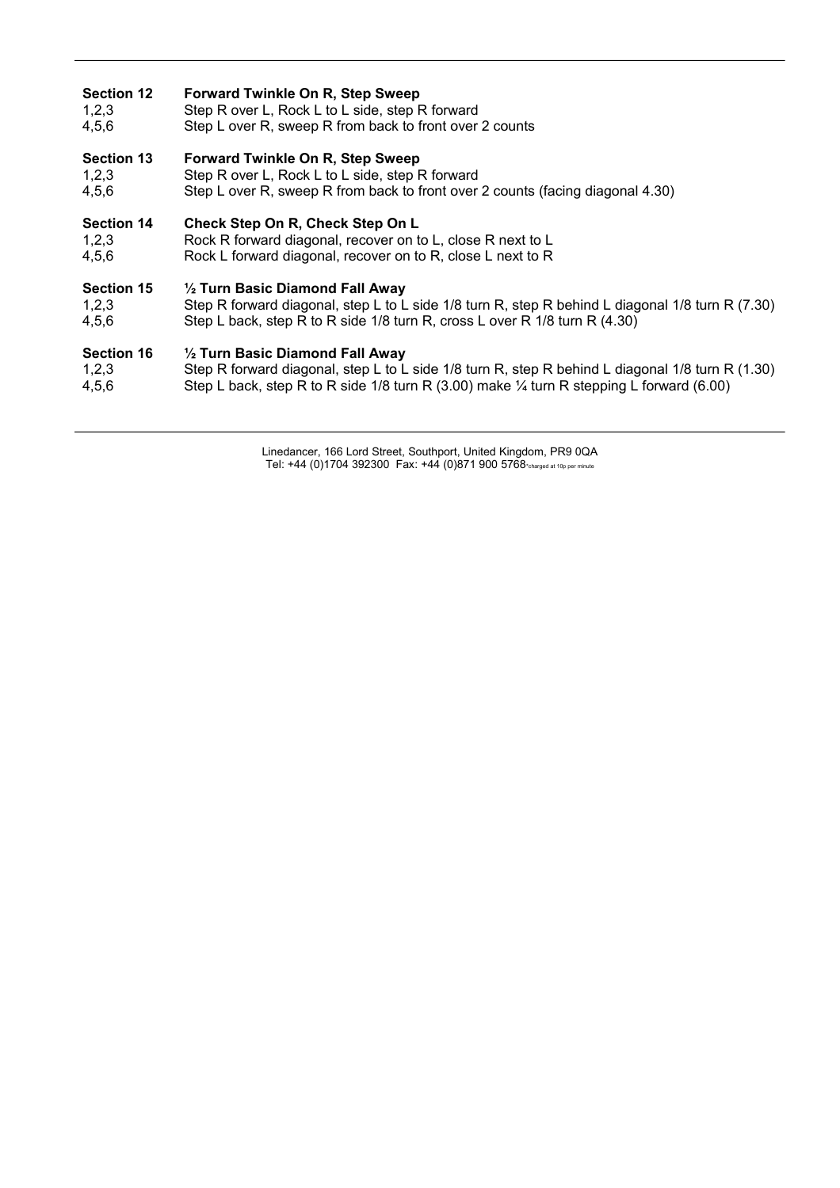**Section 12** **Forward Twinkle On R, Step Sweep**

| | |
|---|---|
| 1,2,3 | Step R over L, Rock L to L side, step R forward |
| 4,5,6 | Step L over R, sweep R from back to front over 2 counts |

**Section 13** **Forward Twinkle On R, Step Sweep**

| | |
|---|---|
| 1,2,3 | Step R over L, Rock L to L side, step R forward |
| 4,5,6 | Step L over R, sweep R from back to front over 2 counts (facing diagonal 4.30) |

**Section 14** **Check Step On R, Check Step On L**

| | |
|---|---|
| 1,2,3 | Rock R forward diagonal, recover on to L, close R next to L |
| 4,5,6 | Rock L forward diagonal, recover on to R, close L next to R |

**Section 15** **½ Turn Basic Diamond Fall Away**

| | |
|---|---|
| 1,2,3 | Step R forward diagonal, step L to L side 1/8 turn R, step R behind L diagonal 1/8 turn R (7.30) |
| 4,5,6 | Step L back, step R to R side 1/8 turn R, cross L over R 1/8 turn R (4.30) |

**Section 16** **½ Turn Basic Diamond Fall Away**

| | |
|---|---|
| 1,2,3 | Step R forward diagonal, step L to L side 1/8 turn R, step R behind L diagonal 1/8 turn R (1.30) |
| 4,5,6 | Step L back, step R to R side 1/8 turn R (3.00) make ¼ turn R stepping L forward (6.00) |

Linedancer, 166 Lord Street, Southport, United Kingdom, PR9 0QA
Tel: +44 (0)1704 392300 Fax: +44 (0)871 900 5768*charged at 10p per minute